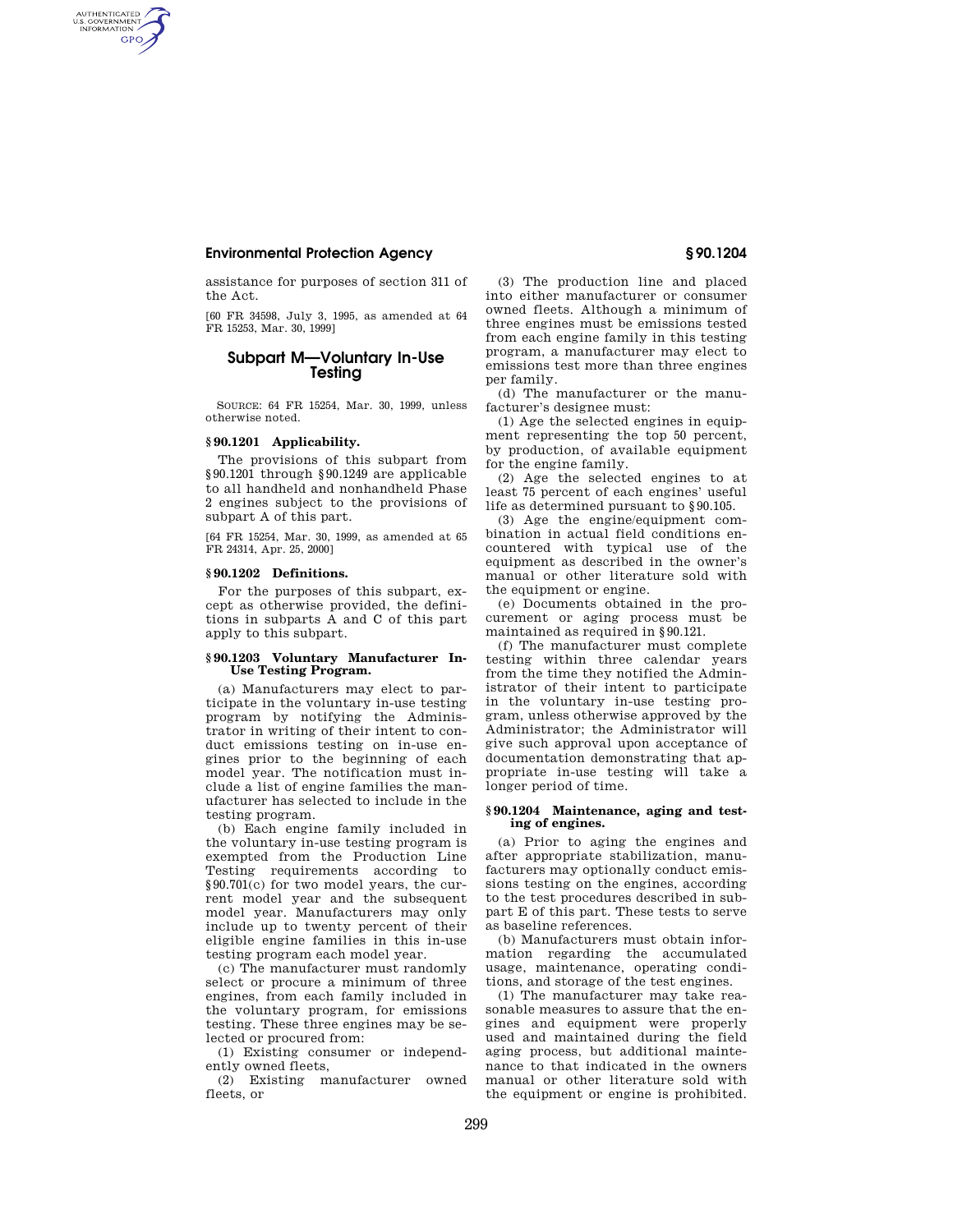assistance for purposes of section 311 of the Act.

[60 FR 34598, July 3, 1995, as amended at 64 FR 15253, Mar. 30, 1999]

## Subpart M—Voluntary In-Use Testing

SOURCE: 64 FR 15254, Mar. 30, 1999, unless otherwise noted.

### § 90.1201 Applicability.

The provisions of this subpart from § 90.1201 through § 90.1249 are applicable to all handheld and nonhandheld Phase 2 engines subject to the provisions of subpart A of this part.

[64 FR 15254, Mar. 30, 1999, as amended at 65 FR 24314, Apr. 25, 2000]

### § 90.1202 Definitions.

For the purposes of this subpart, except as otherwise provided, the definitions in subparts A and C of this part apply to this subpart.

### § 90.1203 Voluntary Manufacturer In-Use Testing Program.

(a) Manufacturers may elect to participate in the voluntary in-use testing program by notifying the Administrator in writing of their intent to conduct emissions testing on in-use engines prior to the beginning of each model year. The notification must include a list of engine families the manufacturer has selected to include in the testing program.

(b) Each engine family included in the voluntary in-use testing program is exempted from the Production Line Testing requirements according to § 90.701(c) for two model years, the current model year and the subsequent model year. Manufacturers may only include up to twenty percent of their eligible engine families in this in-use testing program each model year.

(c) The manufacturer must randomly select or procure a minimum of three engines, from each family included in the voluntary program, for emissions testing. These three engines may be selected or procured from:

(1) Existing consumer or independently owned fleets,

(2) Existing manufacturer owned fleets, or

(3) The production line and placed into either manufacturer or consumer owned fleets. Although a minimum of three engines must be emissions tested from each engine family in this testing program, a manufacturer may elect to emissions test more than three engines per family.

(d) The manufacturer or the manufacturer's designee must:

(1) Age the selected engines in equipment representing the top 50 percent, by production, of available equipment for the engine family.

(2) Age the selected engines to at least 75 percent of each engines' useful life as determined pursuant to § 90.105.

(3) Age the engine/equipment combination in actual field conditions encountered with typical use of the equipment as described in the owner's manual or other literature sold with the equipment or engine.

(e) Documents obtained in the procurement or aging process must be maintained as required in § 90.121.

(f) The manufacturer must complete testing within three calendar years from the time they notified the Administrator of their intent to participate in the voluntary in-use testing program, unless otherwise approved by the Administrator; the Administrator will give such approval upon acceptance of documentation demonstrating that appropriate in-use testing will take a longer period of time.

### § 90.1204 Maintenance, aging and testing of engines.

(a) Prior to aging the engines and after appropriate stabilization, manufacturers may optionally conduct emissions testing on the engines, according to the test procedures described in subpart E of this part. These tests to serve as baseline references.

(b) Manufacturers must obtain information regarding the accumulated usage, maintenance, operating conditions, and storage of the test engines.

(1) The manufacturer may take reasonable measures to assure that the engines and equipment were properly used and maintained during the field aging process, but additional maintenance to that indicated in the owners manual or other literature sold with the equipment or engine is prohibited.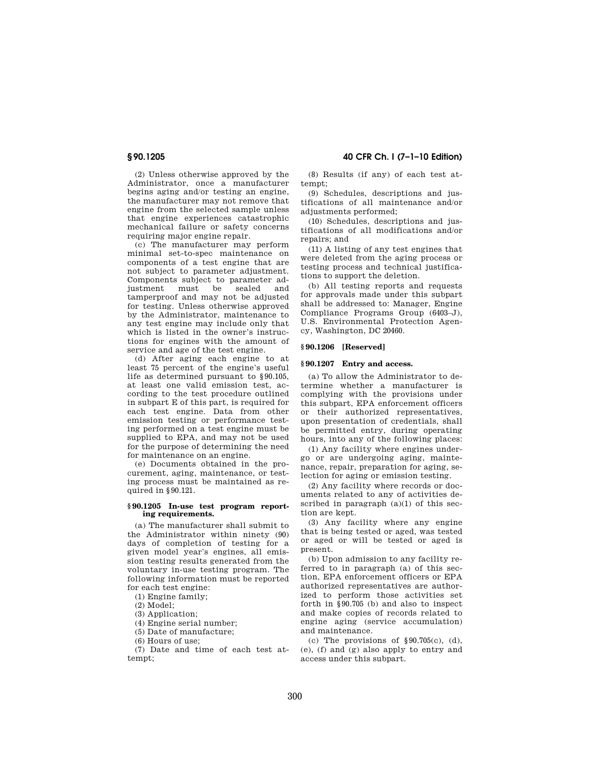(2) Unless otherwise approved by the Administrator, once a manufacturer begins aging and/or testing an engine, the manufacturer may not remove that engine from the selected sample unless that engine experiences catastrophic mechanical failure or safety concerns requiring major engine repair.

(c) The manufacturer may perform minimal set-to-spec maintenance on components of a test engine that are not subject to parameter adjustment. Components subject to parameter adjustment must be sealed and tamperproof and may not be adjusted for testing. Unless otherwise approved by the Administrator, maintenance to any test engine may include only that which is listed in the owner's instructions for engines with the amount of service and age of the test engine.

(d) After aging each engine to at least 75 percent of the engine's useful life as determined pursuant to §90.105, at least one valid emission test, according to the test procedure outlined in subpart E of this part, is required for each test engine. Data from other emission testing or performance testing performed on a test engine must be supplied to EPA, and may not be used for the purpose of determining the need for maintenance on an engine.

(e) Documents obtained in the procurement, aging, maintenance, or testing process must be maintained as required in §90.121.

### §90.1205 In-use test program reporting requirements.

(a) The manufacturer shall submit to the Administrator within ninety (90) days of completion of testing for a given model year's engines, all emission testing results generated from the voluntary in-use testing program. The following information must be reported for each test engine:

(1) Engine family;

(2) Model;

(3) Application;

(4) Engine serial number;

(5) Date of manufacture;

(6) Hours of use;

(7) Date and time of each test attempt;

(8) Results (if any) of each test attempt;

(9) Schedules, descriptions and justifications of all maintenance and/or adjustments performed;

(10) Schedules, descriptions and justifications of all modifications and/or repairs; and

(11) A listing of any test engines that were deleted from the aging process or testing process and technical justifications to support the deletion.

(b) All testing reports and requests for approvals made under this subpart shall be addressed to: Manager, Engine Compliance Programs Group (6403–J), U.S. Environmental Protection Agency, Washington, DC 20460.

### §90.1206 [Reserved]

### §90.1207 Entry and access.

(a) To allow the Administrator to determine whether a manufacturer is complying with the provisions under this subpart, EPA enforcement officers or their authorized representatives, upon presentation of credentials, shall be permitted entry, during operating hours, into any of the following places:

(1) Any facility where engines undergo or are undergoing aging, maintenance, repair, preparation for aging, selection for aging or emission testing.

(2) Any facility where records or documents related to any of activities described in paragraph (a)(1) of this section are kept.

(3) Any facility where any engine that is being tested or aged, was tested or aged or will be tested or aged is present.

(b) Upon admission to any facility referred to in paragraph (a) of this section, EPA enforcement officers or EPA authorized representatives are authorized to perform those activities set forth in §90.705 (b) and also to inspect and make copies of records related to engine aging (service accumulation) and maintenance.

(c) The provisions of §90.705(c), (d), (e), (f) and (g) also apply to entry and access under this subpart.